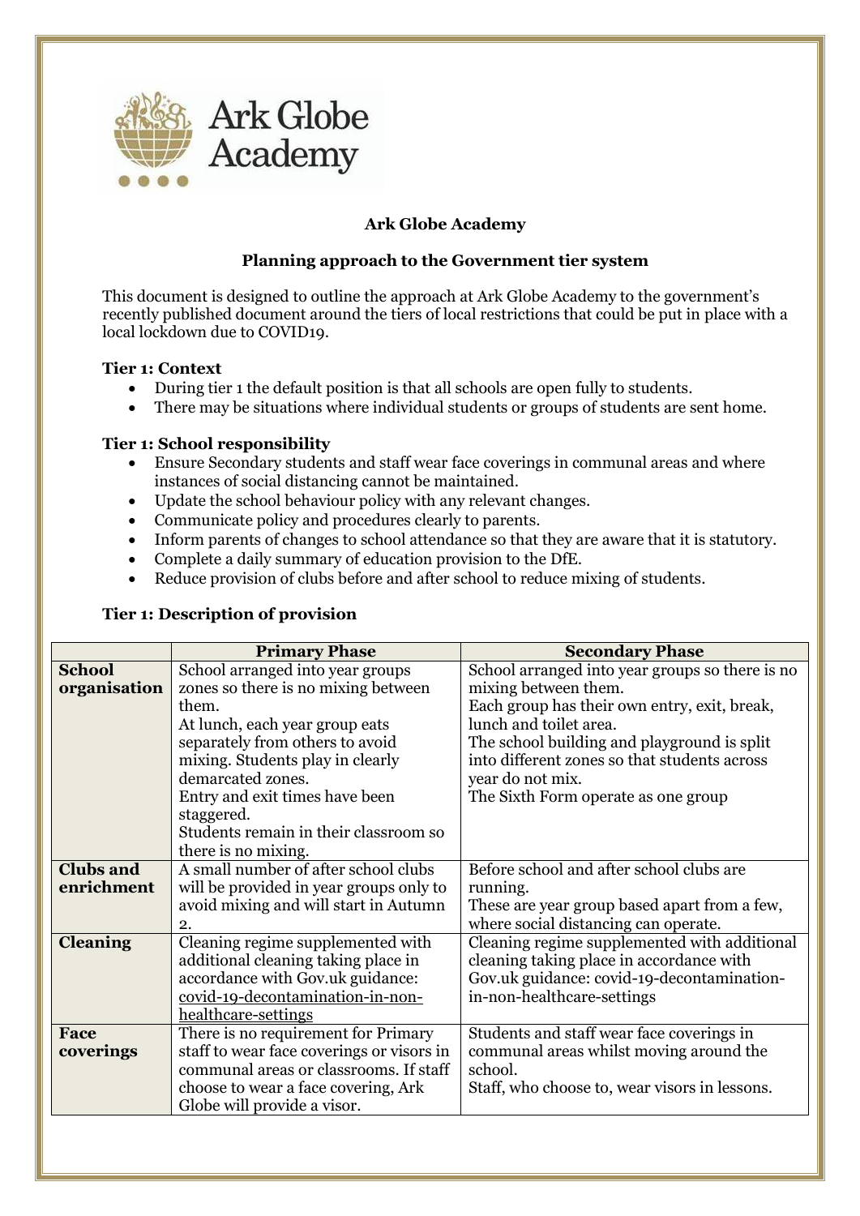Ark Globe Academy

# Ark Globe Academy

## Planning approach to the Government tier system

This document is designed to outline the approach at Ark Globe Academy to the government's recently published document around the tiers of local restrictions that could be put in place with a local lockdown due to COVID19.

### Tier 1: Context

- During tier 1 the default position is that all schools are open fully to students.
- There may be situations where individual students or groups of students are sent home.

### Tier 1: School responsibility

- Ensure Secondary students and staff wear face coverings in communal areas and where instances of social distancing cannot be maintained.
- Update the school behaviour policy with any relevant changes.
- Communicate policy and procedures clearly to parents.
- Inform parents of changes to school attendance so that they are aware that it is statutory.
- Complete a daily summary of education provision to the DfE.
- Reduce provision of clubs before and after school to reduce mixing of students.

### Tier 1: Description of provision

| | Primary Phase | Secondary Phase |
|---|---|---|
| **School organisation** | School arranged into year groups zones so there is no mixing between them.<br>At lunch, each year group eats separately from others to avoid mixing. Students play in clearly demarcated zones.<br>Entry and exit times have been staggered.<br>Students remain in their classroom so there is no mixing. | School arranged into year groups so there is no mixing between them.<br>Each group has their own entry, exit, break, lunch and toilet area.<br>The school building and playground is split into different zones so that students across year do not mix.<br>The Sixth Form operate as one group |
| **Clubs and enrichment** | A small number of after school clubs will be provided in year groups only to avoid mixing and will start in Autumn 2. | Before school and after school clubs are running.<br>These are year group based apart from a few, where social distancing can operate. |
| **Cleaning** | Cleaning regime supplemented with additional cleaning taking place in accordance with Gov.uk guidance: covid-19-decontamination-in-non-healthcare-settings | Cleaning regime supplemented with additional cleaning taking place in accordance with Gov.uk guidance: covid-19-decontamination-in-non-healthcare-settings |
| **Face coverings** | There is no requirement for Primary staff to wear face coverings or visors in communal areas or classrooms. If staff choose to wear a face covering, Ark Globe will provide a visor. | Students and staff wear face coverings in communal areas whilst moving around the school.<br>Staff, who choose to, wear visors in lessons. |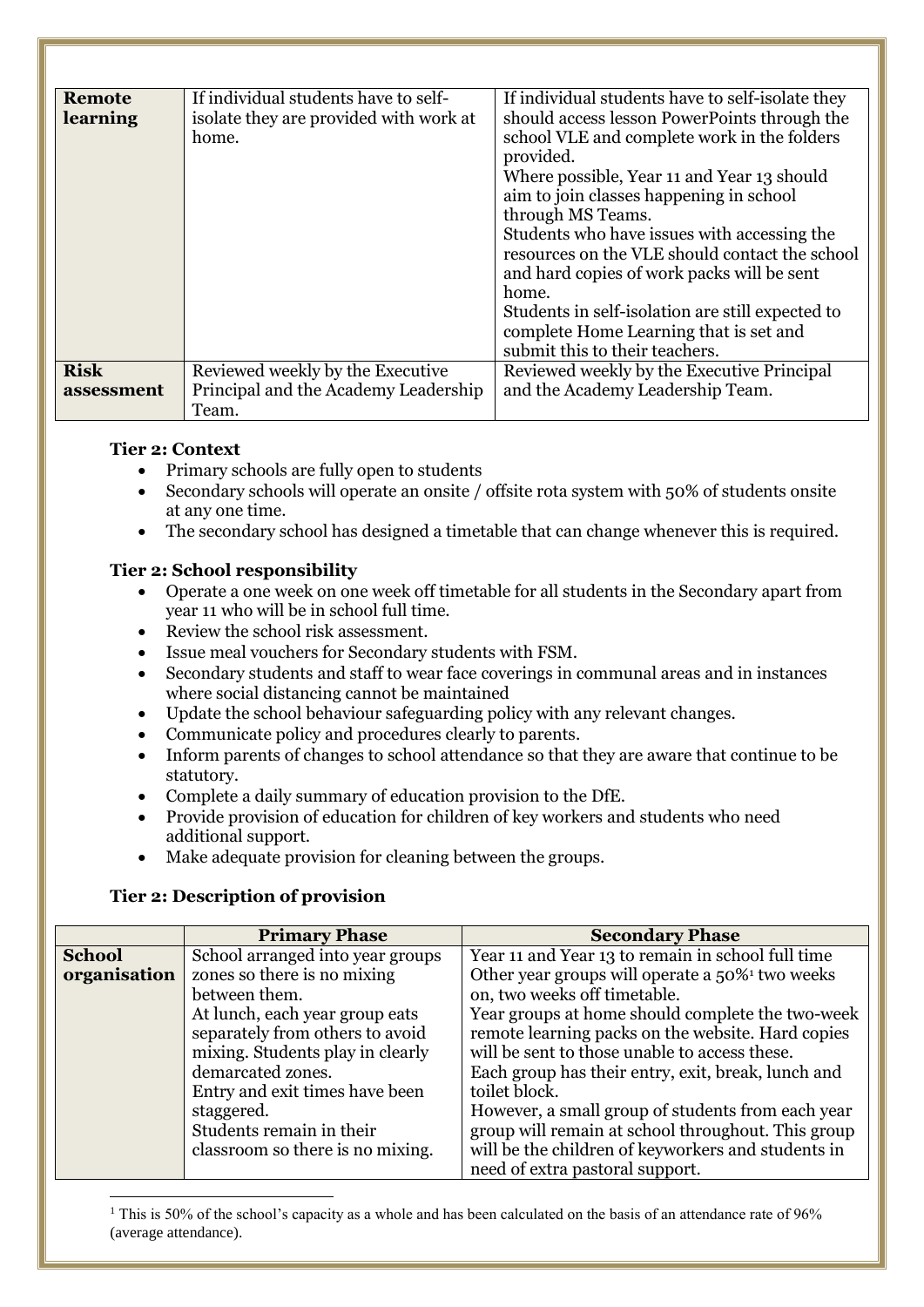| | | |
|---|---|---|
| **Remote learning** | If individual students have to self-isolate they are provided with work at home. | If individual students have to self-isolate they should access lesson PowerPoints through the school VLE and complete work in the folders provided.<br>Where possible, Year 11 and Year 13 should aim to join classes happening in school through MS Teams.<br>Students who have issues with accessing the resources on the VLE should contact the school and hard copies of work packs will be sent home.<br>Students in self-isolation are still expected to complete Home Learning that is set and submit this to their teachers. |
| **Risk assessment** | Reviewed weekly by the Executive Principal and the Academy Leadership Team. | Reviewed weekly by the Executive Principal and the Academy Leadership Team. |

**Tier 2: Context**

- Primary schools are fully open to students
- Secondary schools will operate an onsite / offsite rota system with 50% of students onsite at any one time.
- The secondary school has designed a timetable that can change whenever this is required.

**Tier 2: School responsibility**

- Operate a one week on one week off timetable for all students in the Secondary apart from year 11 who will be in school full time.
- Review the school risk assessment.
- Issue meal vouchers for Secondary students with FSM.
- Secondary students and staff to wear face coverings in communal areas and in instances where social distancing cannot be maintained
- Update the school behaviour safeguarding policy with any relevant changes.
- Communicate policy and procedures clearly to parents.
- Inform parents of changes to school attendance so that they are aware that continue to be statutory.
- Complete a daily summary of education provision to the DfE.
- Provide provision of education for children of key workers and students who need additional support.
- Make adequate provision for cleaning between the groups.

**Tier 2: Description of provision**

| | Primary Phase | Secondary Phase |
|---|---|---|
| **School organisation** | School arranged into year groups zones so there is no mixing between them.<br>At lunch, each year group eats separately from others to avoid mixing. Students play in clearly demarcated zones.<br>Entry and exit times have been staggered.<br>Students remain in their classroom so there is no mixing. | Year 11 and Year 13 to remain in school full time<br>Other year groups will operate a 50%[1] two weeks on, two weeks off timetable.<br>Year groups at home should complete the two-week remote learning packs on the website. Hard copies will be sent to those unable to access these.<br>Each group has their entry, exit, break, lunch and toilet block.<br>However, a small group of students from each year group will remain at school throughout. This group will be the children of keyworkers and students in need of extra pastoral support. |

[1] This is 50% of the school's capacity as a whole and has been calculated on the basis of an attendance rate of 96% (average attendance).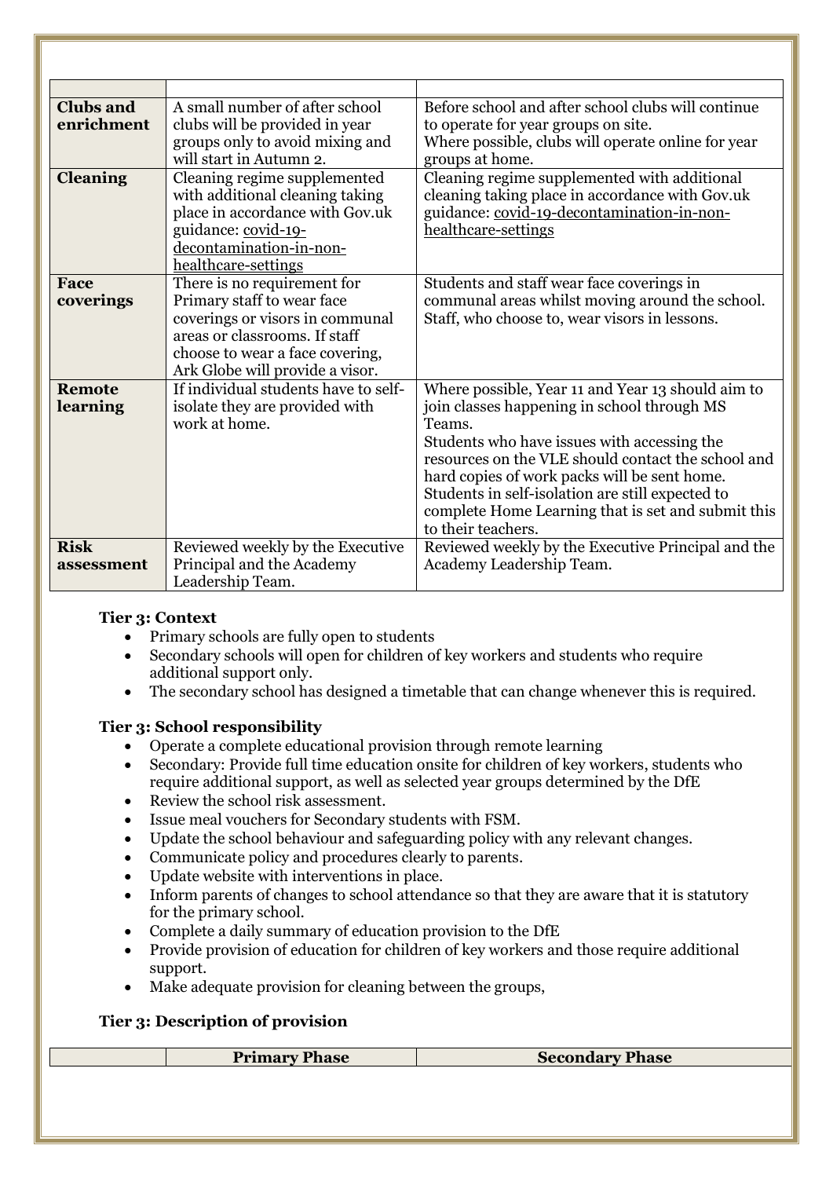| | | |
|---|---|---|
| **Clubs and enrichment** | A small number of after school clubs will be provided in year groups only to avoid mixing and will start in Autumn 2. | Before school and after school clubs will continue to operate for year groups on site.<br>Where possible, clubs will operate online for year groups at home. |
| **Cleaning** | Cleaning regime supplemented with additional cleaning taking place in accordance with Gov.uk guidance: covid-19-decontamination-in-non-healthcare-settings | Cleaning regime supplemented with additional cleaning taking place in accordance with Gov.uk guidance: covid-19-decontamination-in-non-healthcare-settings |
| **Face coverings** | There is no requirement for Primary staff to wear face coverings or visors in communal areas or classrooms. If staff choose to wear a face covering, Ark Globe will provide a visor. | Students and staff wear face coverings in communal areas whilst moving around the school.<br>Staff, who choose to, wear visors in lessons. |
| **Remote learning** | If individual students have to self-isolate they are provided with work at home. | Where possible, Year 11 and Year 13 should aim to join classes happening in school through MS Teams.<br>Students who have issues with accessing the resources on the VLE should contact the school and hard copies of work packs will be sent home.<br>Students in self-isolation are still expected to complete Home Learning that is set and submit this to their teachers. |
| **Risk assessment** | Reviewed weekly by the Executive Principal and the Academy Leadership Team. | Reviewed weekly by the Executive Principal and the Academy Leadership Team. |

**Tier 3: Context**

- Primary schools are fully open to students
- Secondary schools will open for children of key workers and students who require additional support only.
- The secondary school has designed a timetable that can change whenever this is required.

**Tier 3: School responsibility**

- Operate a complete educational provision through remote learning
- Secondary: Provide full time education onsite for children of key workers, students who require additional support, as well as selected year groups determined by the DfE
- Review the school risk assessment.
- Issue meal vouchers for Secondary students with FSM.
- Update the school behaviour and safeguarding policy with any relevant changes.
- Communicate policy and procedures clearly to parents.
- Update website with interventions in place.
- Inform parents of changes to school attendance so that they are aware that it is statutory for the primary school.
- Complete a daily summary of education provision to the DfE
- Provide provision of education for children of key workers and those require additional support.
- Make adequate provision for cleaning between the groups,

**Tier 3: Description of provision**

| | Primary Phase | Secondary Phase |
|---|---|---|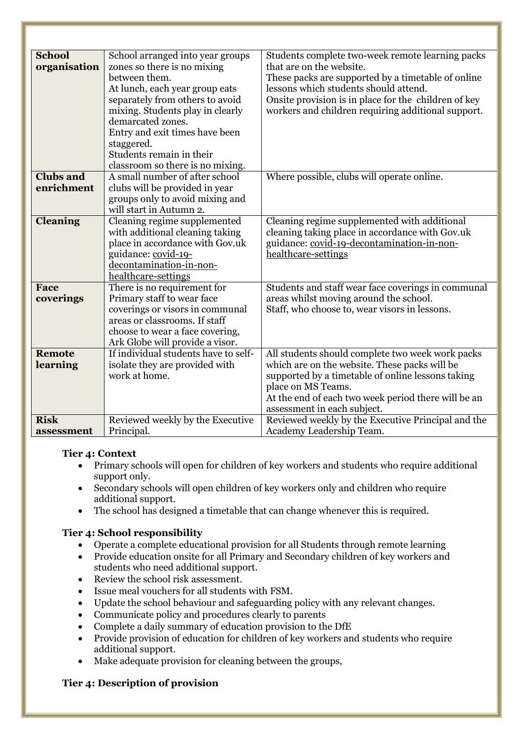| **School organisation** | School arranged into year groups zones so there is no mixing between them. At lunch, each year group eats separately from others to avoid mixing. Students play in clearly demarcated zones. Entry and exit times have been staggered. Students remain in their classroom so there is no mixing. | Students complete two-week remote learning packs that are on the website. These packs are supported by a timetable of online lessons which students should attend. Onsite provision is in place for the children of key workers and children requiring additional support. |
|---|---|---|
| **Clubs and enrichment** | A small number of after school clubs will be provided in year groups only to avoid mixing and will start in Autumn 2. | Where possible, clubs will operate online. |
| **Cleaning** | Cleaning regime supplemented with additional cleaning taking place in accordance with Gov.uk guidance: covid-19-decontamination-in-non-healthcare-settings | Cleaning regime supplemented with additional cleaning taking place in accordance with Gov.uk guidance: covid-19-decontamination-in-non-healthcare-settings |
| **Face coverings** | There is no requirement for Primary staff to wear face coverings or visors in communal areas or classrooms. If staff choose to wear a face covering, Ark Globe will provide a visor. | Students and staff wear face coverings in communal areas whilst moving around the school. Staff, who choose to, wear visors in lessons. |
| **Remote learning** | If individual students have to self-isolate they are provided with work at home. | All students should complete two week work packs which are on the website. These packs will be supported by a timetable of online lessons taking place on MS Teams. At the end of each two week period there will be an assessment in each subject. |
| **Risk assessment** | Reviewed weekly by the Executive Principal. | Reviewed weekly by the Executive Principal and the Academy Leadership Team. |

**Tier 4: Context**

- Primary schools will open for children of key workers and students who require additional support only.
- Secondary schools will open children of key workers only and children who require additional support.
- The school has designed a timetable that can change whenever this is required.

**Tier 4: School responsibility**

- Operate a complete educational provision for all Students through remote learning
- Provide education onsite for all Primary and Secondary children of key workers and students who need additional support.
- Review the school risk assessment.
- Issue meal vouchers for all students with FSM.
- Update the school behaviour and safeguarding policy with any relevant changes.
- Communicate policy and procedures clearly to parents
- Complete a daily summary of education provision to the DfE
- Provide provision of education for children of key workers and students who require additional support.
- Make adequate provision for cleaning between the groups,

**Tier 4: Description of provision**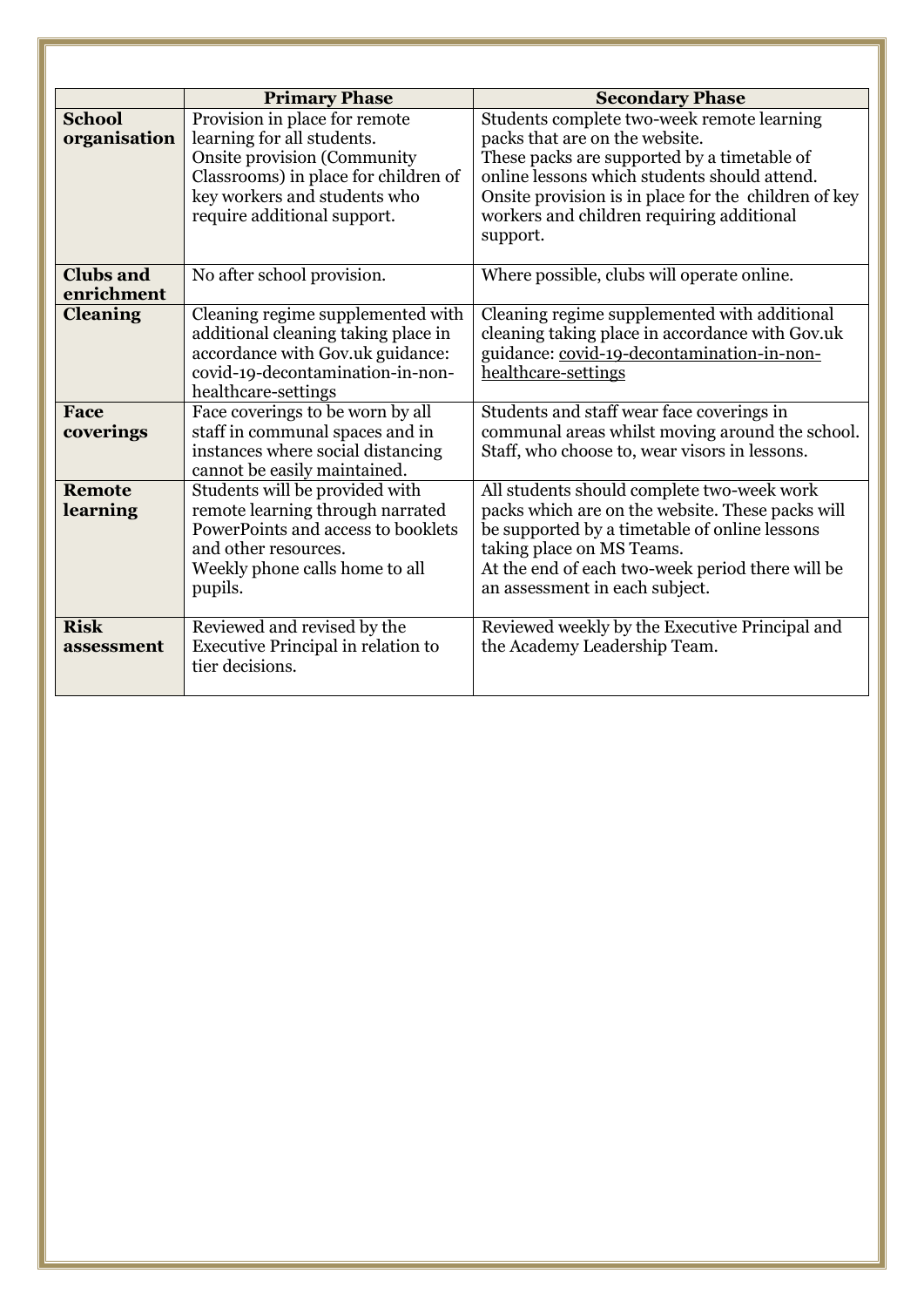| | Primary Phase | Secondary Phase |
|---|---|---|
| **School organisation** | Provision in place for remote learning for all students.<br>Onsite provision (Community Classrooms) in place for children of key workers and students who require additional support. | Students complete two-week remote learning packs that are on the website.<br>These packs are supported by a timetable of online lessons which students should attend.<br>Onsite provision is in place for the children of key workers and children requiring additional support. |
| **Clubs and enrichment** | No after school provision. | Where possible, clubs will operate online. |
| **Cleaning** | Cleaning regime supplemented with additional cleaning taking place in accordance with Gov.uk guidance: covid-19-decontamination-in-non-healthcare-settings | Cleaning regime supplemented with additional cleaning taking place in accordance with Gov.uk guidance: covid-19-decontamination-in-non-healthcare-settings |
| **Face coverings** | Face coverings to be worn by all staff in communal spaces and in instances where social distancing cannot be easily maintained. | Students and staff wear face coverings in communal areas whilst moving around the school. Staff, who choose to, wear visors in lessons. |
| **Remote learning** | Students will be provided with remote learning through narrated PowerPoints and access to booklets and other resources.<br>Weekly phone calls home to all pupils. | All students should complete two-week work packs which are on the website. These packs will be supported by a timetable of online lessons taking place on MS Teams.<br>At the end of each two-week period there will be an assessment in each subject. |
| **Risk assessment** | Reviewed and revised by the Executive Principal in relation to tier decisions. | Reviewed weekly by the Executive Principal and the Academy Leadership Team. |